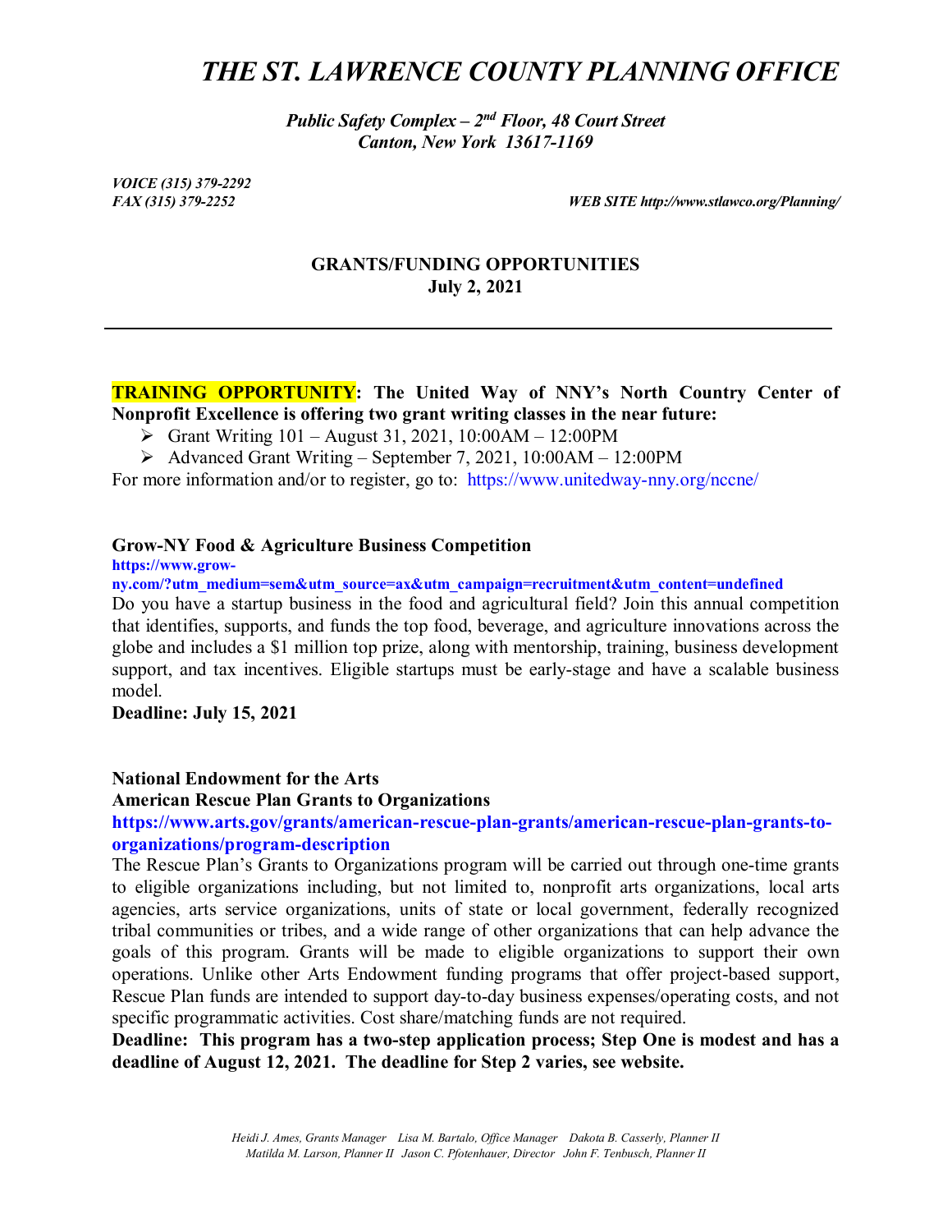// THE ST. LAWRENCE COUNTY PLANNING OFFICE

*Public Safety Complex – 2nd Floor, 48 Court Street*
*Canton, New York 13617-1169*

*VOICE (315) 379-2292*
*FAX (315) 379-2252*

*WEB SITE http://www.stlawco.org/Planning/*

**GRANTS/FUNDING OPPORTUNITIES**
**July 2, 2021**

---

**TRAINING OPPORTUNITY: The United Way of NNY's North Country Center of Nonprofit Excellence is offering two grant writing classes in the near future:**

- Grant Writing 101 – August 31, 2021, 10:00AM – 12:00PM
- Advanced Grant Writing – September 7, 2021, 10:00AM – 12:00PM

For more information and/or to register, go to: https://www.unitedway-nny.org/nccne/

**Grow-NY Food & Agriculture Business Competition**

**https://www.grow-ny.com/?utm_medium=sem&utm_source=ax&utm_campaign=recruitment&utm_content=undefined**

Do you have a startup business in the food and agricultural field? Join this annual competition that identifies, supports, and funds the top food, beverage, and agriculture innovations across the globe and includes a $1 million top prize, along with mentorship, training, business development support, and tax incentives. Eligible startups must be early-stage and have a scalable business model.

**Deadline: July 15, 2021**

**National Endowment for the Arts**
**American Rescue Plan Grants to Organizations**

**https://www.arts.gov/grants/american-rescue-plan-grants/american-rescue-plan-grants-to-organizations/program-description**

The Rescue Plan's Grants to Organizations program will be carried out through one-time grants to eligible organizations including, but not limited to, nonprofit arts organizations, local arts agencies, arts service organizations, units of state or local government, federally recognized tribal communities or tribes, and a wide range of other organizations that can help advance the goals of this program. Grants will be made to eligible organizations to support their own operations. Unlike other Arts Endowment funding programs that offer project-based support, Rescue Plan funds are intended to support day-to-day business expenses/operating costs, and not specific programmatic activities. Cost share/matching funds are not required.

**Deadline: This program has a two-step application process; Step One is modest and has a deadline of August 12, 2021. The deadline for Step 2 varies, see website.**

*Heidi J. Ames, Grants Manager   Lisa M. Bartalo, Office Manager   Dakota B. Casserly, Planner II*
*Matilda M. Larson, Planner II   Jason C. Pfotenhauer, Director   John F. Tenbusch, Planner II*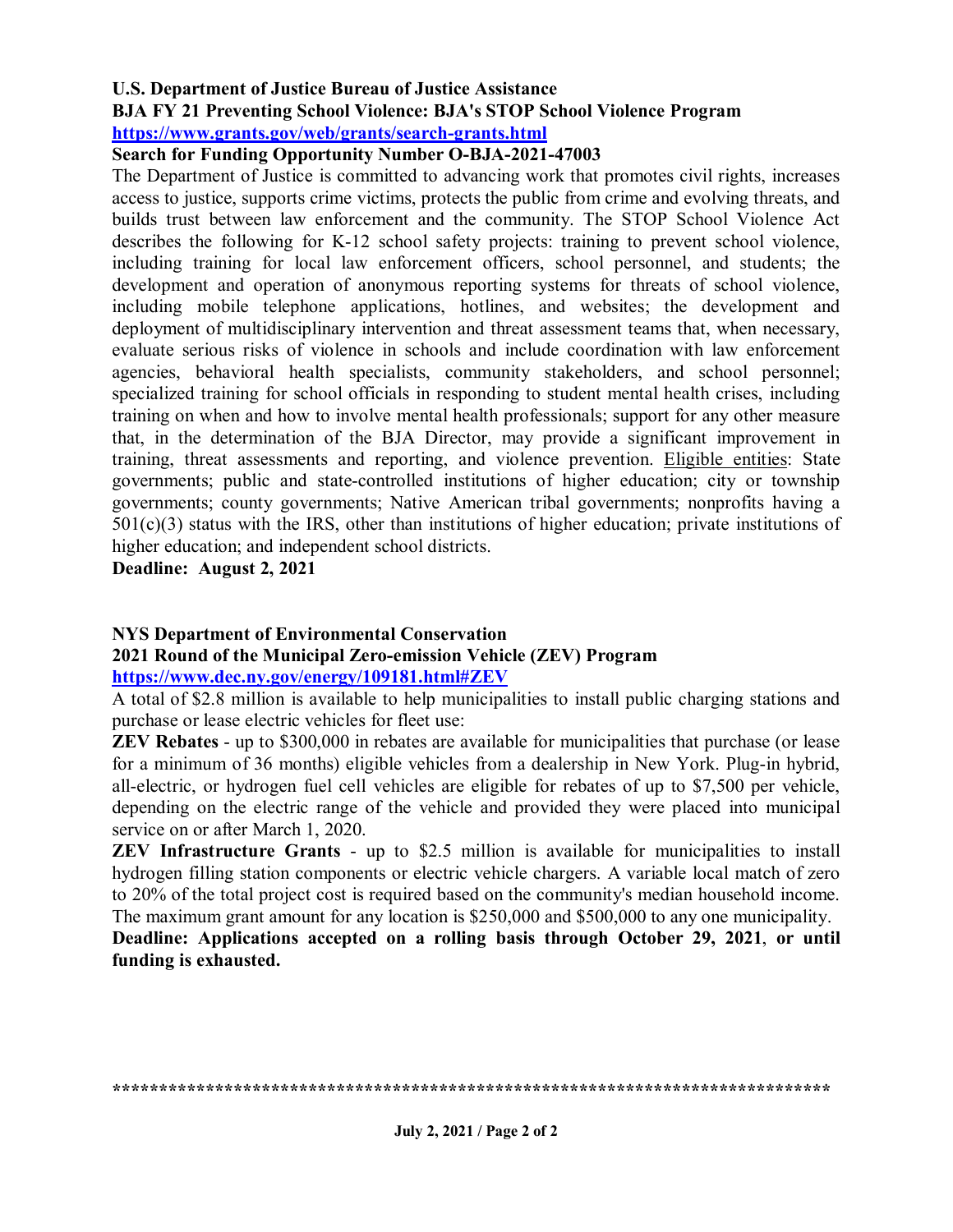**U.S. Department of Justice Bureau of Justice Assistance**
**BJA FY 21 Preventing School Violence: BJA's STOP School Violence Program**
**https://www.grants.gov/web/grants/search-grants.html**
**Search for Funding Opportunity Number O-BJA-2021-47003**

The Department of Justice is committed to advancing work that promotes civil rights, increases access to justice, supports crime victims, protects the public from crime and evolving threats, and builds trust between law enforcement and the community. The STOP School Violence Act describes the following for K-12 school safety projects: training to prevent school violence, including training for local law enforcement officers, school personnel, and students; the development and operation of anonymous reporting systems for threats of school violence, including mobile telephone applications, hotlines, and websites; the development and deployment of multidisciplinary intervention and threat assessment teams that, when necessary, evaluate serious risks of violence in schools and include coordination with law enforcement agencies, behavioral health specialists, community stakeholders, and school personnel; specialized training for school officials in responding to student mental health crises, including training on when and how to involve mental health professionals; support for any other measure that, in the determination of the BJA Director, may provide a significant improvement in training, threat assessments and reporting, and violence prevention. Eligible entities: State governments; public and state-controlled institutions of higher education; city or township governments; county governments; Native American tribal governments; nonprofits having a 501(c)(3) status with the IRS, other than institutions of higher education; private institutions of higher education; and independent school districts.

**Deadline: August 2, 2021**

**NYS Department of Environmental Conservation**
**2021 Round of the Municipal Zero-emission Vehicle (ZEV) Program**
**https://www.dec.ny.gov/energy/109181.html#ZEV**

A total of $2.8 million is available to help municipalities to install public charging stations and purchase or lease electric vehicles for fleet use:

**ZEV Rebates** - up to $300,000 in rebates are available for municipalities that purchase (or lease for a minimum of 36 months) eligible vehicles from a dealership in New York. Plug-in hybrid, all-electric, or hydrogen fuel cell vehicles are eligible for rebates of up to $7,500 per vehicle, depending on the electric range of the vehicle and provided they were placed into municipal service on or after March 1, 2020.

**ZEV Infrastructure Grants** - up to $2.5 million is available for municipalities to install hydrogen filling station components or electric vehicle chargers. A variable local match of zero to 20% of the total project cost is required based on the community's median household income. The maximum grant amount for any location is $250,000 and $500,000 to any one municipality.

**Deadline: Applications accepted on a rolling basis through October 29, 2021, or until funding is exhausted.**

*******************************************************************************

**July 2, 2021**